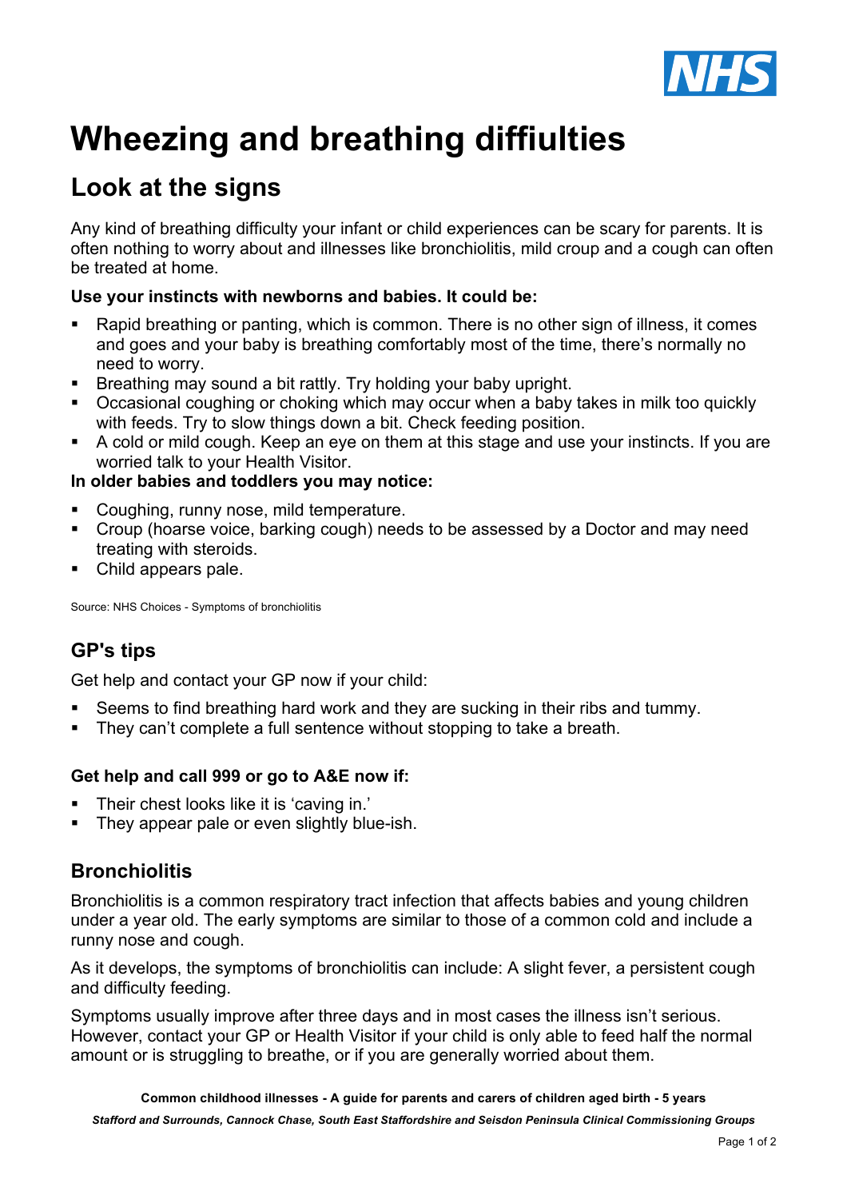# Wheezing and breathing diffiulties

## Look at the signs

Any kind of breathing difficulty your infant or child experiences can be scary for parents. It is often nothing to worry about and illnesses like bronchiolitis, mild croup and a cough can often be treated at home.

**Use your instincts with newborns and babies. It could be:**

- Rapid breathing or panting, which is common. There is no other sign of illness, it comes and goes and your baby is breathing comfortably most of the time, there's normally no need to worry.
- Breathing may sound a bit rattly. Try holding your baby upright.
- Occasional coughing or choking which may occur when a baby takes in milk too quickly with feeds. Try to slow things down a bit. Check feeding position.
- A cold or mild cough. Keep an eye on them at this stage and use your instincts. If you are worried talk to your Health Visitor.

**In older babies and toddlers you may notice:**

- Coughing, runny nose, mild temperature.
- Croup (hoarse voice, barking cough) needs to be assessed by a Doctor and may need treating with steroids.
- Child appears pale.

Source: NHS Choices - Symptoms of bronchiolitis

### GP's tips

Get help and contact your GP now if your child:

- Seems to find breathing hard work and they are sucking in their ribs and tummy.
- They can't complete a full sentence without stopping to take a breath.

**Get help and call 999 or go to A&E now if:**

- Their chest looks like it is 'caving in.'
- They appear pale or even slightly blue-ish.

### Bronchiolitis

Bronchiolitis is a common respiratory tract infection that affects babies and young children under a year old. The early symptoms are similar to those of a common cold and include a runny nose and cough.

As it develops, the symptoms of bronchiolitis can include: A slight fever, a persistent cough and difficulty feeding.

Symptoms usually improve after three days and in most cases the illness isn't serious. However, contact your GP or Health Visitor if your child is only able to feed half the normal amount or is struggling to breathe, or if you are generally worried about them.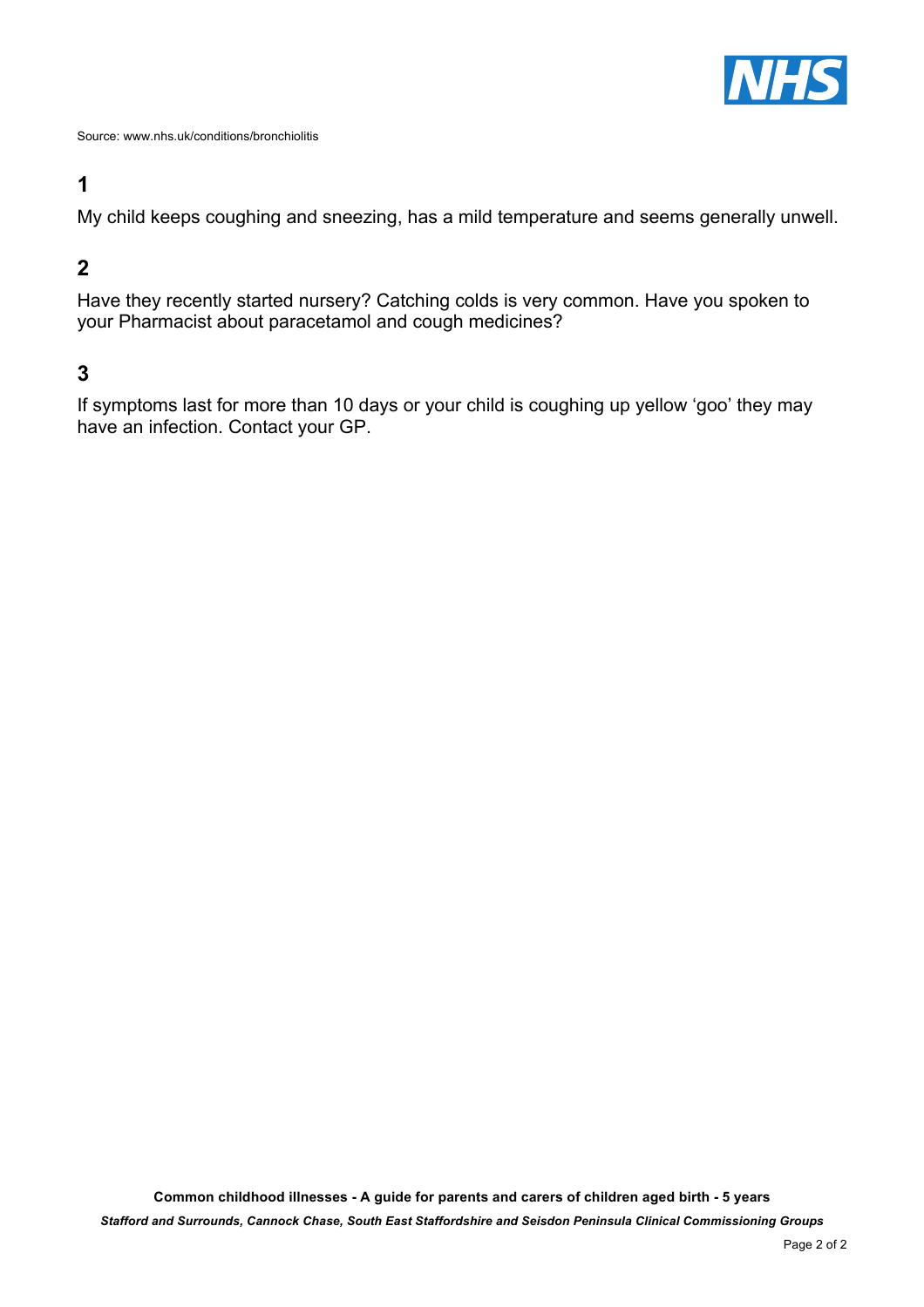Source: www.nhs.uk/conditions/bronchiolitis

## 1

My child keeps coughing and sneezing, has a mild temperature and seems generally unwell.

## 2

Have they recently started nursery? Catching colds is very common. Have you spoken to your Pharmacist about paracetamol and cough medicines?

## 3

If symptoms last for more than 10 days or your child is coughing up yellow 'goo' they may have an infection. Contact your GP.